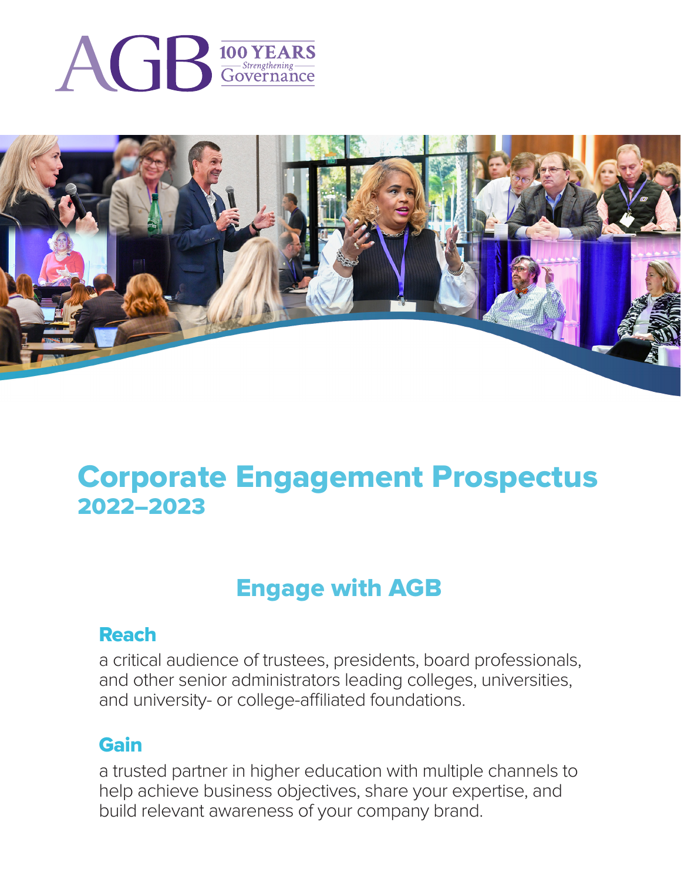AGB 100 YEARS Strengthening Governance

# Corporate Engagement Prospectus
## 2022–2023

## Engage with AGB

### Reach

a critical audience of trustees, presidents, board professionals, and other senior administrators leading colleges, universities, and university- or college-affiliated foundations.

### Gain

a trusted partner in higher education with multiple channels to help achieve business objectives, share your expertise, and build relevant awareness of your company brand.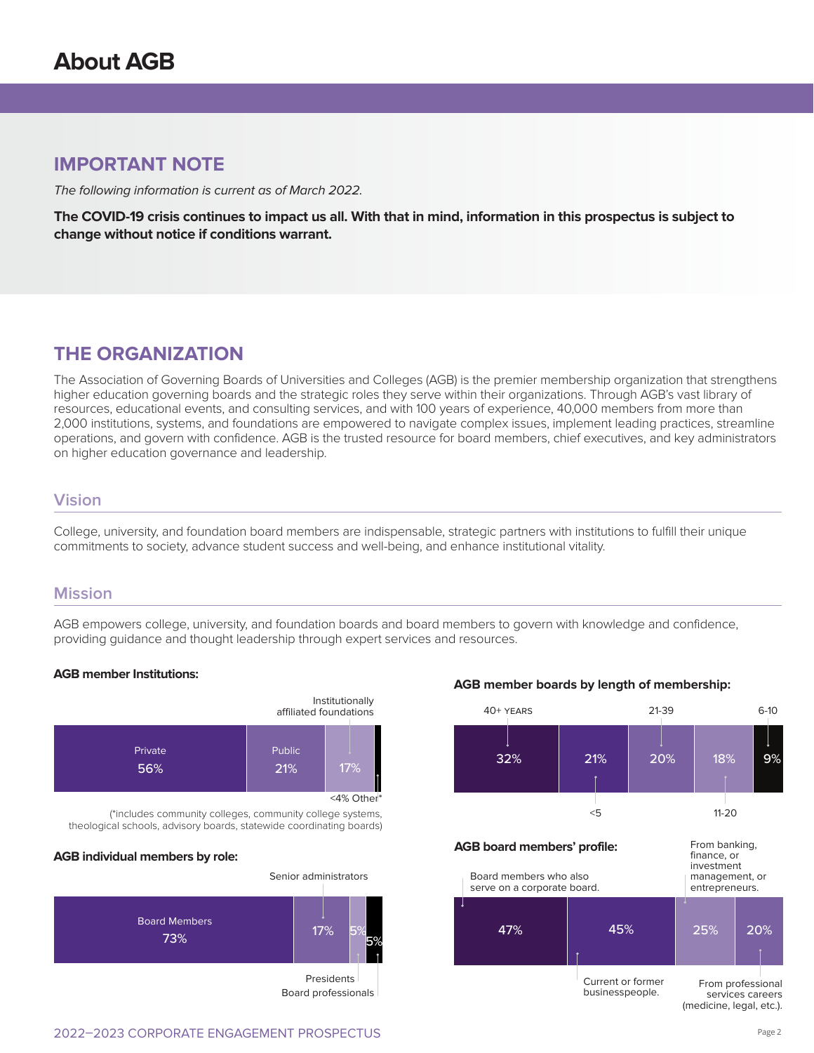# About AGB

## IMPORTANT NOTE

*The following information is current as of March 2022.*

**The COVID-19 crisis continues to impact us all. With that in mind, information in this prospectus is subject to change without notice if conditions warrant.**

## THE ORGANIZATION

The Association of Governing Boards of Universities and Colleges (AGB) is the premier membership organization that strengthens higher education governing boards and the strategic roles they serve within their organizations. Through AGB's vast library of resources, educational events, and consulting services, and with 100 years of experience, 40,000 members from more than 2,000 institutions, systems, and foundations are empowered to navigate complex issues, implement leading practices, streamline operations, and govern with confidence. AGB is the trusted resource for board members, chief executives, and key administrators on higher education governance and leadership.

### Vision

College, university, and foundation board members are indispensable, strategic partners with institutions to fulfill their unique commitments to society, advance student success and well-being, and enhance institutional vitality.

### Mission

AGB empowers college, university, and foundation boards and board members to govern with knowledge and confidence, providing guidance and thought leadership through expert services and resources.

**AGB member Institutions:**

| Private | Public | Institutionally affiliated foundations | Other* |
|---|---|---|---|
| 56% | 21% | 17% | <4% |

(*includes community colleges, community college systems, theological schools, advisory boards, statewide coordinating boards)

**AGB individual members by role:**

| Board Members | Senior administrators | Presidents | Board professionals |
|---|---|---|---|
| 73% | 17% | 5% | 5% |

**AGB member boards by length of membership:**

| 40+ YEARS | <5 | 21-39 | 11-20 | 6-10 |
|---|---|---|---|---|
| 32% | 21% | 20% | 18% | 9% |

**AGB board members' profile:**

| Board members who also serve on a corporate board. | Current or former businesspeople. | From banking, finance, or investment management, or entrepreneurs. | From professional services careers (medicine, legal, etc.). |
|---|---|---|---|
| 47% | 45% | 25% | 20% |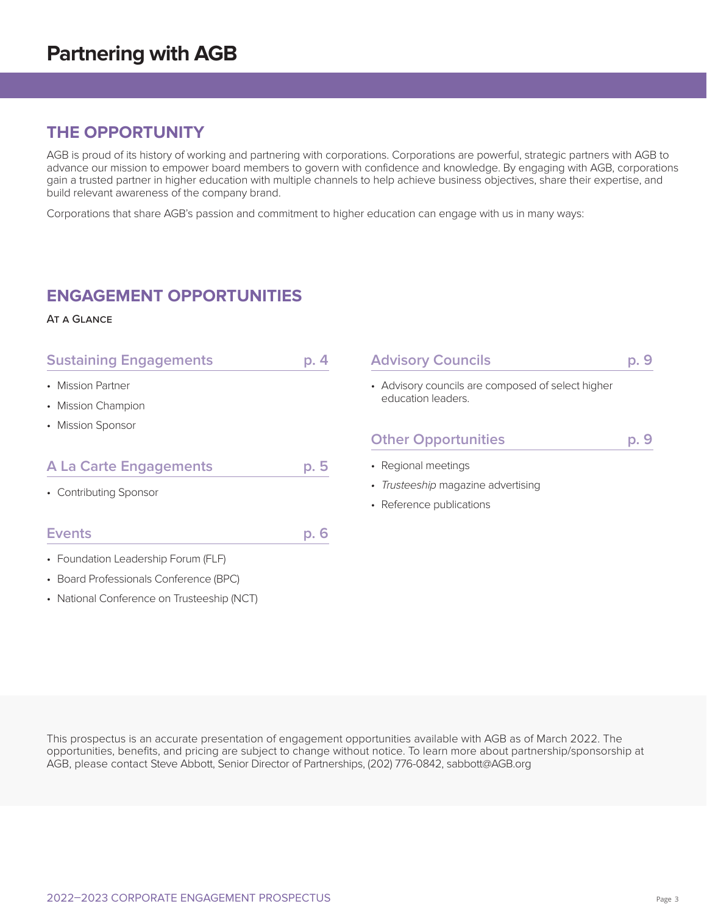# Partnering with AGB

## THE OPPORTUNITY

AGB is proud of its history of working and partnering with corporations. Corporations are powerful, strategic partners with AGB to advance our mission to empower board members to govern with confidence and knowledge. By engaging with AGB, corporations gain a trusted partner in higher education with multiple channels to help achieve business objectives, share their expertise, and build relevant awareness of the company brand.

Corporations that share AGB's passion and commitment to higher education can engage with us in many ways:

## ENGAGEMENT OPPORTUNITIES

AT A GLANCE

### Sustaining Engagements — p. 4

- Mission Partner
- Mission Champion
- Mission Sponsor

### A La Carte Engagements — p. 5

- Contributing Sponsor

### Events — p. 6

- Foundation Leadership Forum (FLF)
- Board Professionals Conference (BPC)
- National Conference on Trusteeship (NCT)

### Advisory Councils — p. 9

- Advisory councils are composed of select higher education leaders.

### Other Opportunities — p. 9

- Regional meetings
- *Trusteeship* magazine advertising
- Reference publications

This prospectus is an accurate presentation of engagement opportunities available with AGB as of March 2022. The opportunities, benefits, and pricing are subject to change without notice. To learn more about partnership/sponsorship at AGB, please contact Steve Abbott, Senior Director of Partnerships, (202) 776-0842, sabbott@AGB.org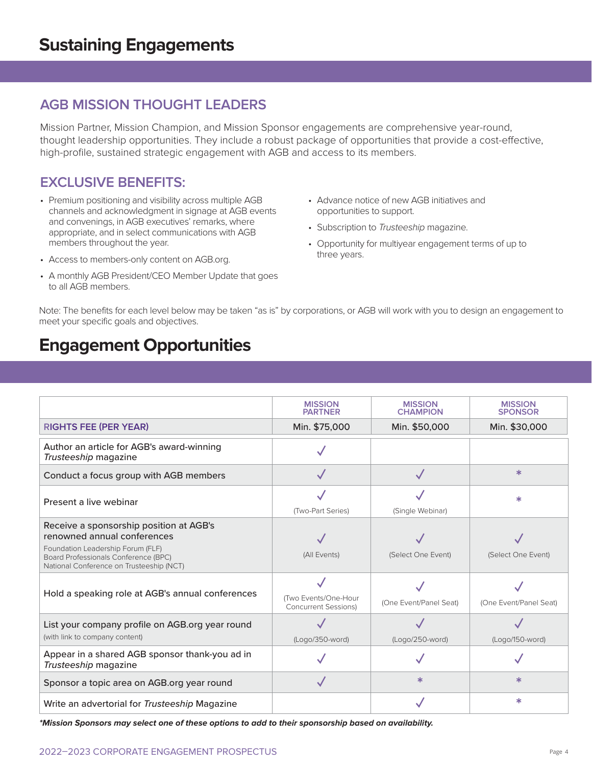# Sustaining Engagements

## AGB MISSION THOUGHT LEADERS

Mission Partner, Mission Champion, and Mission Sponsor engagements are comprehensive year-round, thought leadership opportunities. They include a robust package of opportunities that provide a cost-effective, high-profile, sustained strategic engagement with AGB and access to its members.

## EXCLUSIVE BENEFITS:

- Premium positioning and visibility across multiple AGB channels and acknowledgment in signage at AGB events and convenings, in AGB executives' remarks, where appropriate, and in select communications with AGB members throughout the year.
- Access to members-only content on AGB.org.
- A monthly AGB President/CEO Member Update that goes to all AGB members.
- Advance notice of new AGB initiatives and opportunities to support.
- Subscription to *Trusteeship* magazine.
- Opportunity for multiyear engagement terms of up to three years.

Note: The benefits for each level below may be taken "as is" by corporations, or AGB will work with you to design an engagement to meet your specific goals and objectives.

# Engagement Opportunities

| | MISSION PARTNER | MISSION CHAMPION | MISSION SPONSOR |
|---|---|---|---|
| RIGHTS FEE (PER YEAR) | Min. $75,000 | Min. $50,000 | Min. $30,000 |
| Author an article for AGB's award-winning *Trusteeship* magazine | ✓ | | |
| Conduct a focus group with AGB members | ✓ | ✓ | * |
| Present a live webinar | ✓ (Two-Part Series) | ✓ (Single Webinar) | * |
| Receive a sponsorship position at AGB's renowned annual conferences<br>Foundation Leadership Forum (FLF)<br>Board Professionals Conference (BPC)<br>National Conference on Trusteeship (NCT) | ✓ (All Events) | ✓ (Select One Event) | ✓ (Select One Event) |
| Hold a speaking role at AGB's annual conferences | ✓ (Two Events/One-Hour Concurrent Sessions) | ✓ (One Event/Panel Seat) | ✓ (One Event/Panel Seat) |
| List your company profile on AGB.org year round (with link to company content) | ✓ (Logo/350-word) | ✓ (Logo/250-word) | ✓ (Logo/150-word) |
| Appear in a shared AGB sponsor thank-you ad in *Trusteeship* magazine | ✓ | ✓ | ✓ |
| Sponsor a topic area on AGB.org year round | ✓ | * | * |
| Write an advertorial for *Trusteeship* Magazine | | ✓ | * |

***Mission Sponsors may select one of these options to add to their sponsorship based on availability.***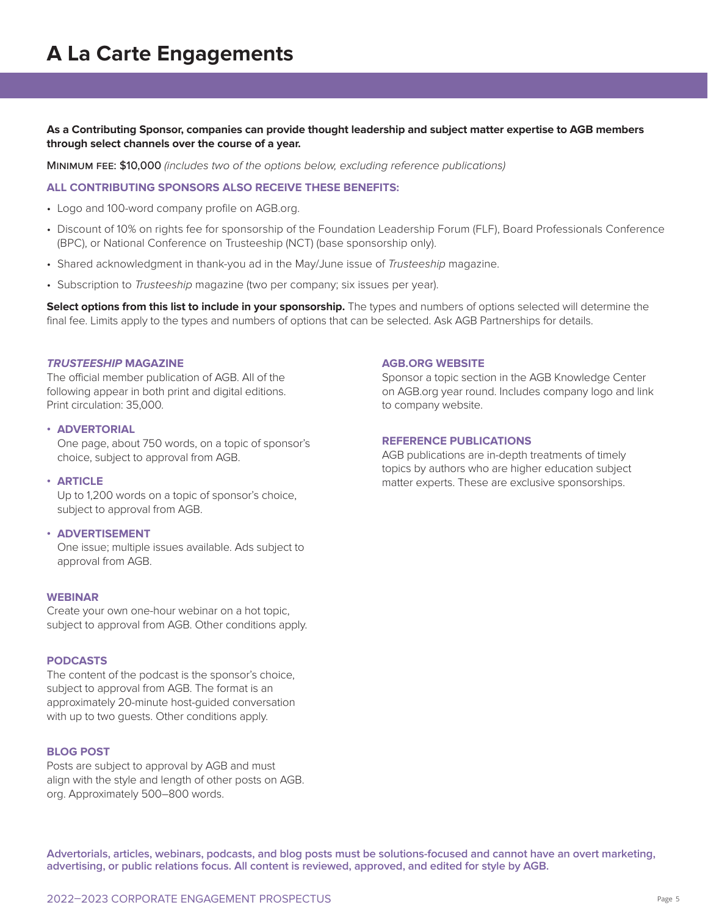# A La Carte Engagements

**As a Contributing Sponsor, companies can provide thought leadership and subject matter expertise to AGB members through select channels over the course of a year.**

MINIMUM FEE: $10,000 *(includes two of the options below, excluding reference publications)*

**ALL CONTRIBUTING SPONSORS ALSO RECEIVE THESE BENEFITS:**

- Logo and 100-word company profile on AGB.org.
- Discount of 10% on rights fee for sponsorship of the Foundation Leadership Forum (FLF), Board Professionals Conference (BPC), or National Conference on Trusteeship (NCT) (base sponsorship only).
- Shared acknowledgment in thank-you ad in the May/June issue of *Trusteeship* magazine.
- Subscription to *Trusteeship* magazine (two per company; six issues per year).

**Select options from this list to include in your sponsorship.** The types and numbers of options selected will determine the final fee. Limits apply to the types and numbers of options that can be selected. Ask AGB Partnerships for details.

### *TRUSTEESHIP* MAGAZINE

The official member publication of AGB. All of the following appear in both print and digital editions. Print circulation: 35,000.

- **ADVERTORIAL**
  One page, about 750 words, on a topic of sponsor's choice, subject to approval from AGB.
- **ARTICLE**
  Up to 1,200 words on a topic of sponsor's choice, subject to approval from AGB.
- **ADVERTISEMENT**
  One issue; multiple issues available. Ads subject to approval from AGB.

### WEBINAR

Create your own one-hour webinar on a hot topic, subject to approval from AGB. Other conditions apply.

### PODCASTS

The content of the podcast is the sponsor's choice, subject to approval from AGB. The format is an approximately 20-minute host-guided conversation with up to two guests. Other conditions apply.

### BLOG POST

Posts are subject to approval by AGB and must align with the style and length of other posts on AGB.org. Approximately 500–800 words.

### AGB.ORG WEBSITE

Sponsor a topic section in the AGB Knowledge Center on AGB.org year round. Includes company logo and link to company website.

### REFERENCE PUBLICATIONS

AGB publications are in-depth treatments of timely topics by authors who are higher education subject matter experts. These are exclusive sponsorships.

**Advertorials, articles, webinars, podcasts, and blog posts must be solutions-focused and cannot have an overt marketing, advertising, or public relations focus. All content is reviewed, approved, and edited for style by AGB.**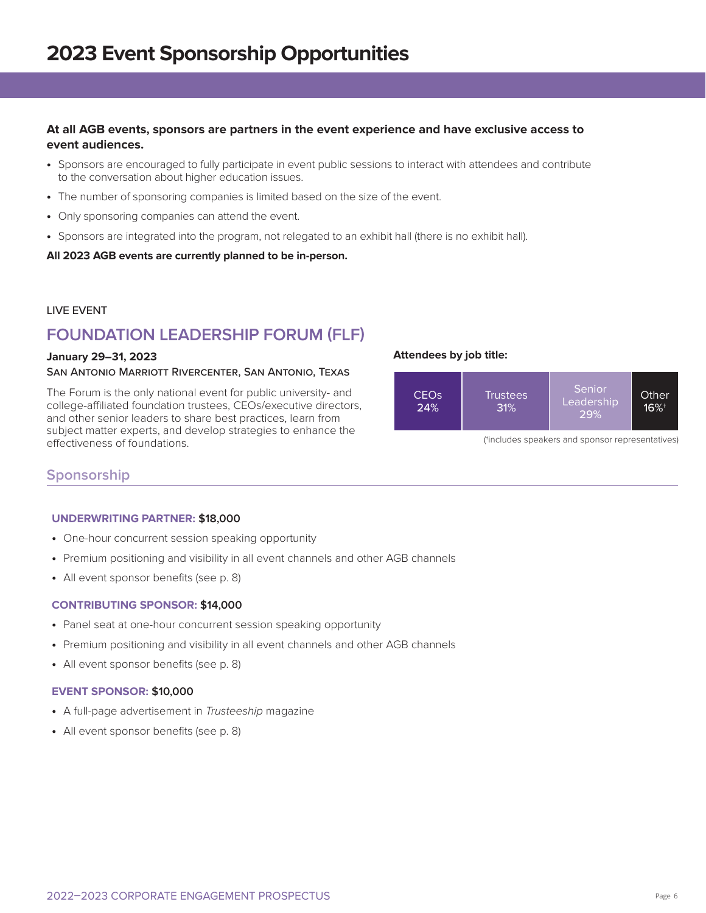# 2023 Event Sponsorship Opportunities

**At all AGB events, sponsors are partners in the event experience and have exclusive access to event audiences.**

- Sponsors are encouraged to fully participate in event public sessions to interact with attendees and contribute to the conversation about higher education issues.
- The number of sponsoring companies is limited based on the size of the event.
- Only sponsoring companies can attend the event.
- Sponsors are integrated into the program, not relegated to an exhibit hall (there is no exhibit hall).

**All 2023 AGB events are currently planned to be in-person.**

LIVE EVENT

## FOUNDATION LEADERSHIP FORUM (FLF)

**January 29–31, 2023**

San Antonio Marriott Rivercenter, San Antonio, Texas

The Forum is the only national event for public university- and college-affiliated foundation trustees, CEOs/executive directors, and other senior leaders to share best practices, learn from subject matter experts, and develop strategies to enhance the effectiveness of foundations.

**Attendees by job title:**

| CEOs | Trustees | Senior Leadership | Other |
|---|---|---|---|
| 24% | 31% | 29% | 16%† |

(†includes speakers and sponsor representatives)

### Sponsorship

**UNDERWRITING PARTNER: $18,000**

- One-hour concurrent session speaking opportunity
- Premium positioning and visibility in all event channels and other AGB channels
- All event sponsor benefits (see p. 8)

**CONTRIBUTING SPONSOR: $14,000**

- Panel seat at one-hour concurrent session speaking opportunity
- Premium positioning and visibility in all event channels and other AGB channels
- All event sponsor benefits (see p. 8)

**EVENT SPONSOR: $10,000**

- A full-page advertisement in *Trusteeship* magazine
- All event sponsor benefits (see p. 8)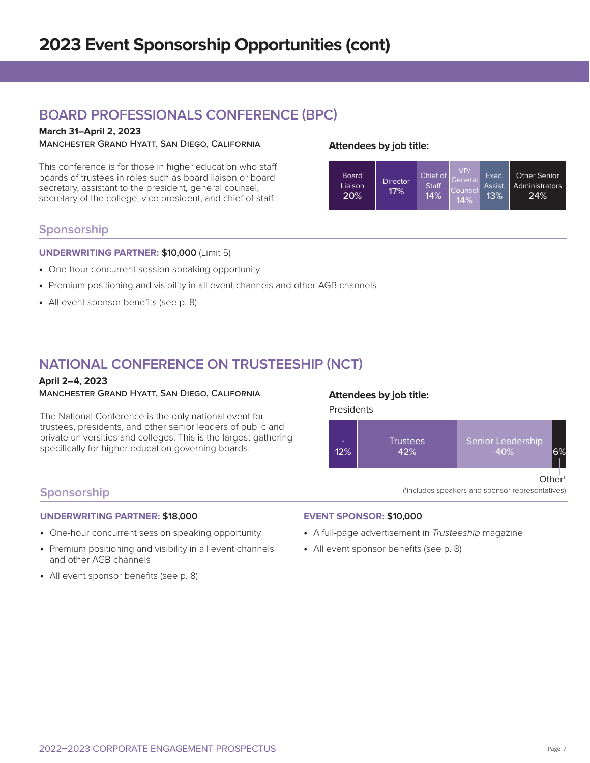// 2023 Event Sponsorship Opportunities (cont)

## BOARD PROFESSIONALS CONFERENCE (BPC)

**March 31–April 2, 2023**
MANCHESTER GRAND HYATT, SAN DIEGO, CALIFORNIA

This conference is for those in higher education who staff boards of trustees in roles such as board liaison or board secretary, assistant to the president, general counsel, secretary of the college, vice president, and chief of staff.

**Attendees by job title:**

| Board Liaison | Director | Chief of Staff | VP/General Counsel | Exec. Assist. | Other Senior Administrators |
|---|---|---|---|---|---|
| 20% | 17% | 14% | 14% | 13% | 24% |

### Sponsorship

**UNDERWRITING PARTNER: $10,000** (Limit 5)

- One-hour concurrent session speaking opportunity
- Premium positioning and visibility in all event channels and other AGB channels
- All event sponsor benefits (see p. 8)

## NATIONAL CONFERENCE ON TRUSTEESHIP (NCT)

**April 2–4, 2023**
MANCHESTER GRAND HYATT, SAN DIEGO, CALIFORNIA

The National Conference is the only national event for trustees, presidents, and other senior leaders of public and private universities and colleges. This is the largest gathering specifically for higher education governing boards.

**Attendees by job title:**

| Presidents | Trustees | Senior Leadership | Other[†] |
|---|---|---|---|
| 12% | 42% | 40% | 6% |

([†]includes speakers and sponsor representatives)

### Sponsorship

**UNDERWRITING PARTNER: $18,000**

- One-hour concurrent session speaking opportunity
- Premium positioning and visibility in all event channels and other AGB channels
- All event sponsor benefits (see p. 8)

**EVENT SPONSOR: $10,000**

- A full-page advertisement in *Trusteeship* magazine
- All event sponsor benefits (see p. 8)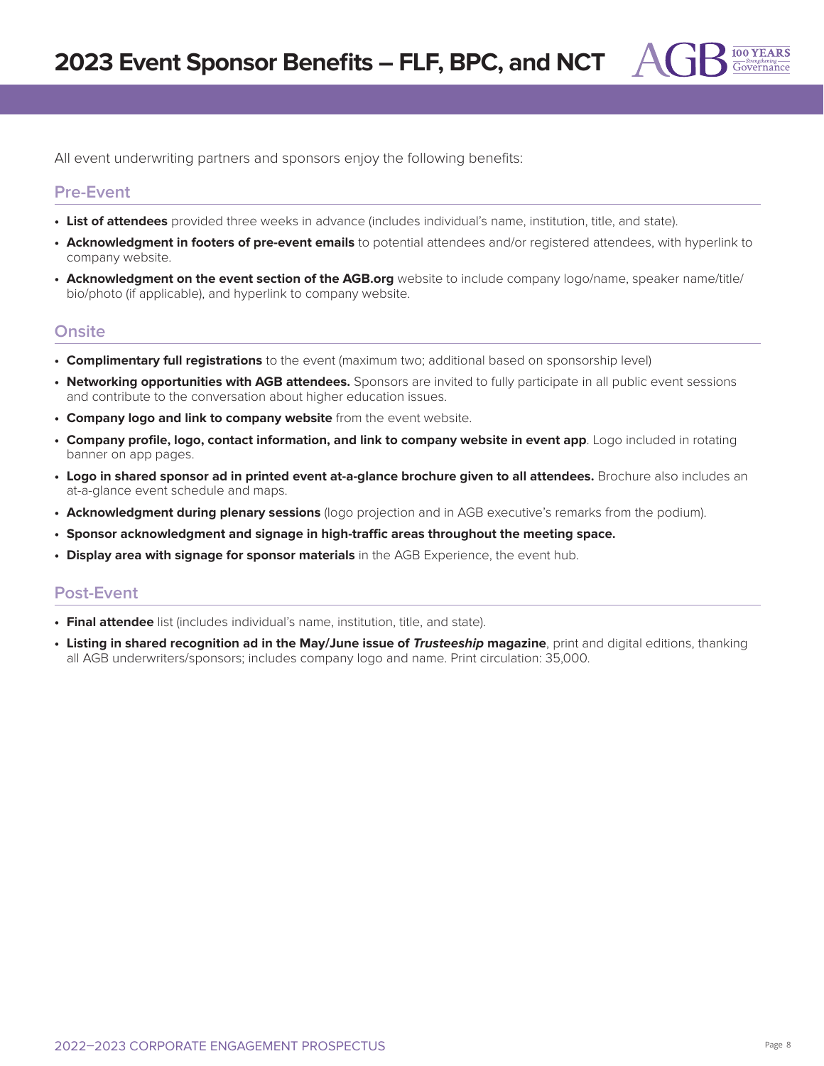# 2023 Event Sponsor Benefits – FLF, BPC, and NCT

All event underwriting partners and sponsors enjoy the following benefits:

## Pre-Event

- **List of attendees** provided three weeks in advance (includes individual's name, institution, title, and state).
- **Acknowledgment in footers of pre-event emails** to potential attendees and/or registered attendees, with hyperlink to company website.
- **Acknowledgment on the event section of the AGB.org** website to include company logo/name, speaker name/title/bio/photo (if applicable), and hyperlink to company website.

## Onsite

- **Complimentary full registrations** to the event (maximum two; additional based on sponsorship level)
- **Networking opportunities with AGB attendees.** Sponsors are invited to fully participate in all public event sessions and contribute to the conversation about higher education issues.
- **Company logo and link to company website** from the event website.
- **Company profile, logo, contact information, and link to company website in event app**. Logo included in rotating banner on app pages.
- **Logo in shared sponsor ad in printed event at-a-glance brochure given to all attendees.** Brochure also includes an at-a-glance event schedule and maps.
- **Acknowledgment during plenary sessions** (logo projection and in AGB executive's remarks from the podium).
- **Sponsor acknowledgment and signage in high-traffic areas throughout the meeting space.**
- **Display area with signage for sponsor materials** in the AGB Experience, the event hub.

## Post-Event

- **Final attendee** list (includes individual's name, institution, title, and state).
- **Listing in shared recognition ad in the May/June issue of *Trusteeship* magazine**, print and digital editions, thanking all AGB underwriters/sponsors; includes company logo and name. Print circulation: 35,000.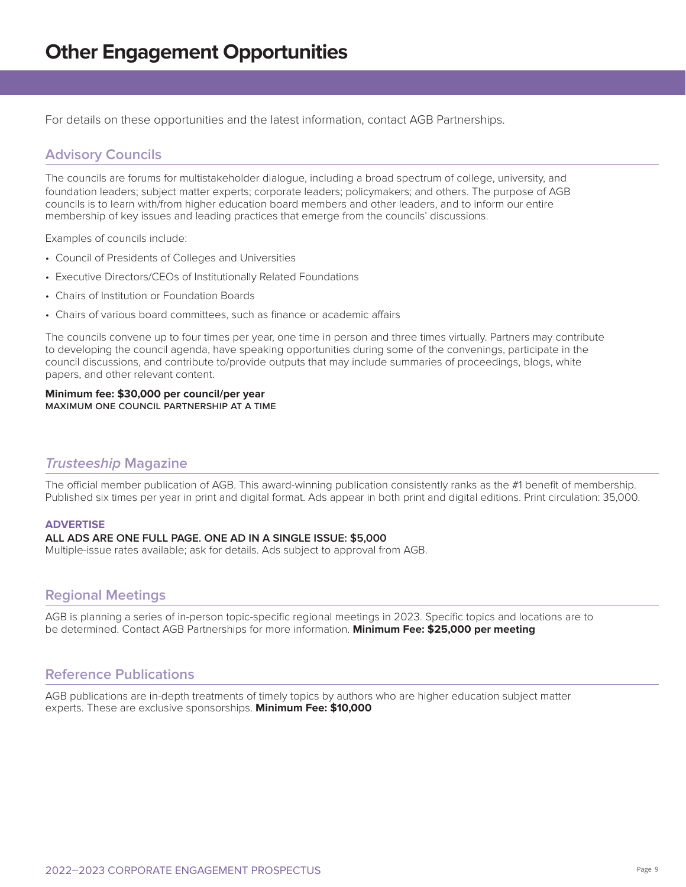# Other Engagement Opportunities

For details on these opportunities and the latest information, contact AGB Partnerships.

## Advisory Councils

The councils are forums for multistakeholder dialogue, including a broad spectrum of college, university, and foundation leaders; subject matter experts; corporate leaders; policymakers; and others. The purpose of AGB councils is to learn with/from higher education board members and other leaders, and to inform our entire membership of key issues and leading practices that emerge from the councils' discussions.

Examples of councils include:

- Council of Presidents of Colleges and Universities
- Executive Directors/CEOs of Institutionally Related Foundations
- Chairs of Institution or Foundation Boards
- Chairs of various board committees, such as finance or academic affairs

The councils convene up to four times per year, one time in person and three times virtually. Partners may contribute to developing the council agenda, have speaking opportunities during some of the convenings, participate in the council discussions, and contribute to/provide outputs that may include summaries of proceedings, blogs, white papers, and other relevant content.

**Minimum fee: $30,000 per council/per year**
**MAXIMUM ONE COUNCIL PARTNERSHIP AT A TIME**

## *Trusteeship* Magazine

The official member publication of AGB. This award-winning publication consistently ranks as the #1 benefit of membership. Published six times per year in print and digital format. Ads appear in both print and digital editions. Print circulation: 35,000.

**ADVERTISE**

**ALL ADS ARE ONE FULL PAGE. ONE AD IN A SINGLE ISSUE: $5,000**
Multiple-issue rates available; ask for details. Ads subject to approval from AGB.

## Regional Meetings

AGB is planning a series of in-person topic-specific regional meetings in 2023. Specific topics and locations are to be determined. Contact AGB Partnerships for more information. **Minimum Fee: $25,000 per meeting**

## Reference Publications

AGB publications are in-depth treatments of timely topics by authors who are higher education subject matter experts. These are exclusive sponsorships. **Minimum Fee: $10,000**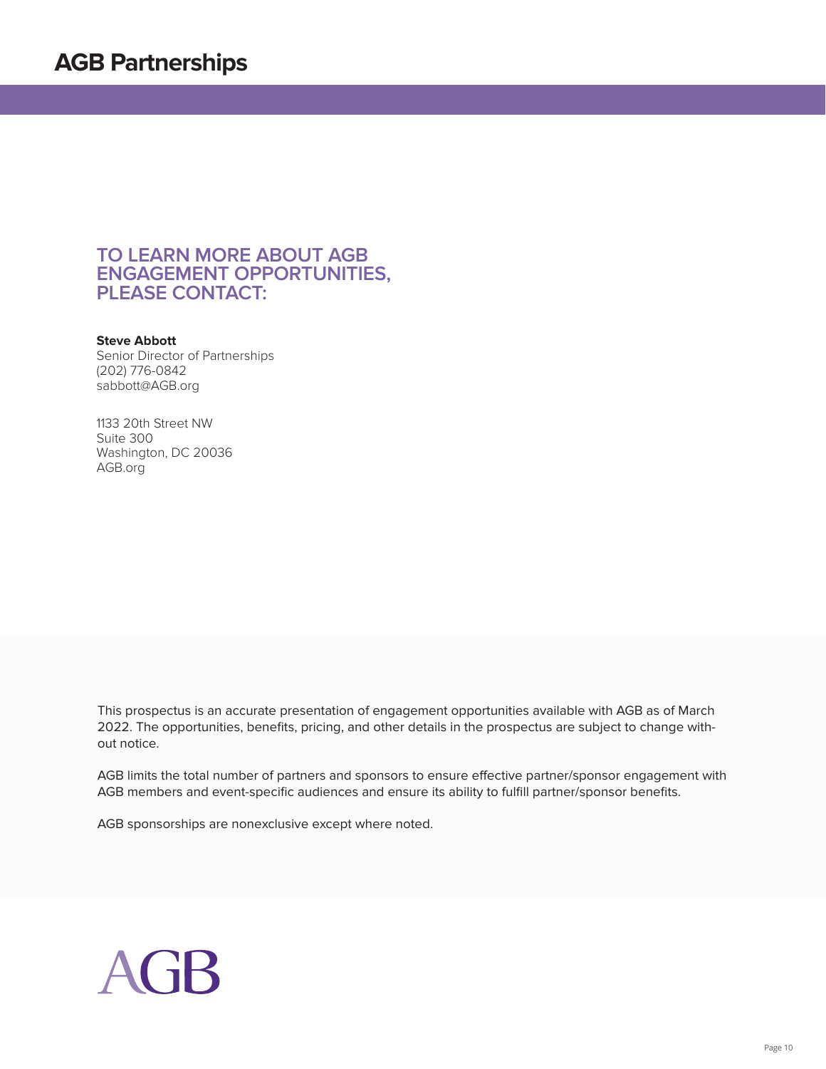# AGB Partnerships

## TO LEARN MORE ABOUT AGB ENGAGEMENT OPPORTUNITIES, PLEASE CONTACT:

**Steve Abbott**
Senior Director of Partnerships
(202) 776-0842
sabbott@AGB.org

1133 20th Street NW
Suite 300
Washington, DC 20036
AGB.org

This prospectus is an accurate presentation of engagement opportunities available with AGB as of March 2022. The opportunities, benefits, pricing, and other details in the prospectus are subject to change without notice.

AGB limits the total number of partners and sponsors to ensure effective partner/sponsor engagement with AGB members and event-specific audiences and ensure its ability to fulfill partner/sponsor benefits.

AGB sponsorships are nonexclusive except where noted.

AGB